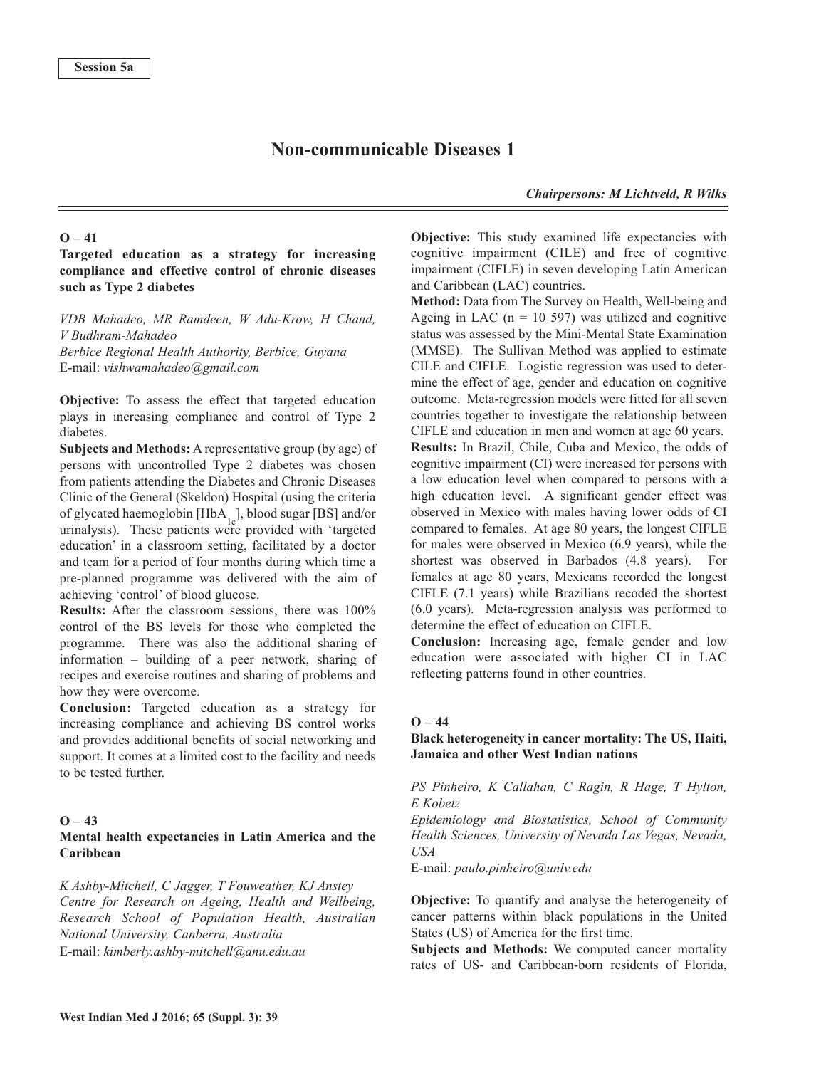Session 5a

# Non-communicable Diseases 1

***Chairpersons: M Lichtveld, R Wilks***

## O – 41

### Targeted education as a strategy for increasing compliance and effective control of chronic diseases such as Type 2 diabetes

*VDB Mahadeo, MR Ramdeen, W Adu-Krow, H Chand, V Budhram-Mahadeo*
*Berbice Regional Health Authority, Berbice, Guyana*
E-mail: *vishwamahadeo@gmail.com*

**Objective:** To assess the effect that targeted education plays in increasing compliance and control of Type 2 diabetes.

**Subjects and Methods:** A representative group (by age) of persons with uncontrolled Type 2 diabetes was chosen from patients attending the Diabetes and Chronic Diseases Clinic of the General (Skeldon) Hospital (using the criteria of glycated haemoglobin [$HbA_{1c}$], blood sugar [BS] and/or urinalysis). These patients were provided with 'targeted education' in a classroom setting, facilitated by a doctor and team for a period of four months during which time a pre-planned programme was delivered with the aim of achieving 'control' of blood glucose.

**Results:** After the classroom sessions, there was 100% control of the BS levels for those who completed the programme. There was also the additional sharing of information – building of a peer network, sharing of recipes and exercise routines and sharing of problems and how they were overcome.

**Conclusion:** Targeted education as a strategy for increasing compliance and achieving BS control works and provides additional benefits of social networking and support. It comes at a limited cost to the facility and needs to be tested further.

## O – 43

### Mental health expectancies in Latin America and the Caribbean

*K Ashby-Mitchell, C Jagger, T Fouweather, KJ Anstey*
*Centre for Research on Ageing, Health and Wellbeing, Research School of Population Health, Australian National University, Canberra, Australia*
E-mail: *kimberly.ashby-mitchell@anu.edu.au*

**Objective:** This study examined life expectancies with cognitive impairment (CILE) and free of cognitive impairment (CIFLE) in seven developing Latin American and Caribbean (LAC) countries.

**Method:** Data from The Survey on Health, Well-being and Ageing in LAC (n = 10 597) was utilized and cognitive status was assessed by the Mini-Mental State Examination (MMSE). The Sullivan Method was applied to estimate CILE and CIFLE. Logistic regression was used to determine the effect of age, gender and education on cognitive outcome. Meta-regression models were fitted for all seven countries together to investigate the relationship between CIFLE and education in men and women at age 60 years.

**Results:** In Brazil, Chile, Cuba and Mexico, the odds of cognitive impairment (CI) were increased for persons with a low education level when compared to persons with a high education level. A significant gender effect was observed in Mexico with males having lower odds of CI compared to females. At age 80 years, the longest CIFLE for males were observed in Mexico (6.9 years), while the shortest was observed in Barbados (4.8 years). For females at age 80 years, Mexicans recorded the longest CIFLE (7.1 years) while Brazilians recoded the shortest (6.0 years). Meta-regression analysis was performed to determine the effect of education on CIFLE.

**Conclusion:** Increasing age, female gender and low education were associated with higher CI in LAC reflecting patterns found in other countries.

## O – 44

### Black heterogeneity in cancer mortality: The US, Haiti, Jamaica and other West Indian nations

*PS Pinheiro, K Callahan, C Ragin, R Hage, T Hylton, E Kobetz*
*Epidemiology and Biostatistics, School of Community Health Sciences, University of Nevada Las Vegas, Nevada, USA*
E-mail: *paulo.pinheiro@unlv.edu*

**Objective:** To quantify and analyse the heterogeneity of cancer patterns within black populations in the United States (US) of America for the first time.

**Subjects and Methods:** We computed cancer mortality rates of US- and Caribbean-born residents of Florida,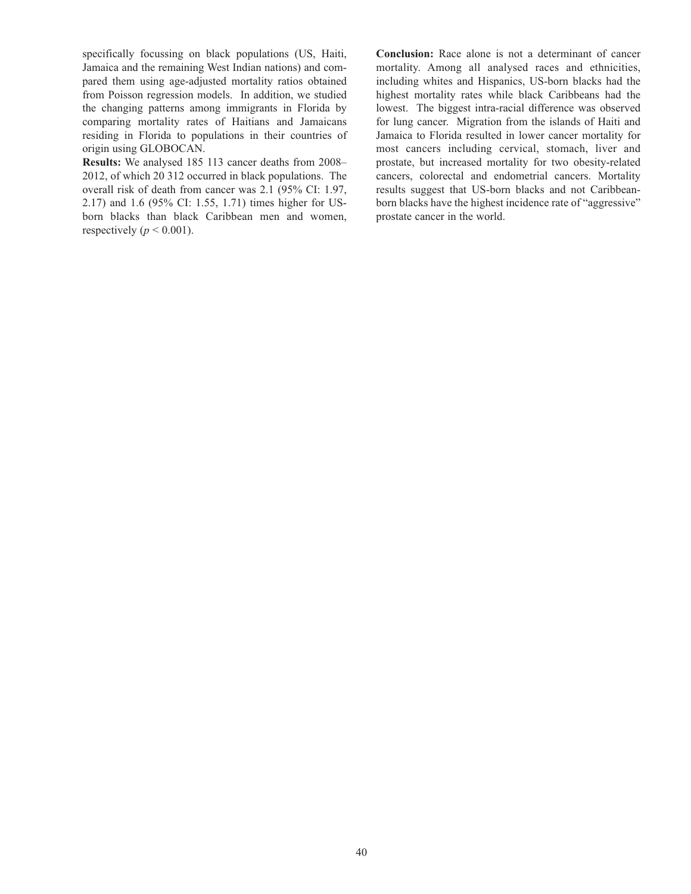specifically focussing on black populations (US, Haiti, Jamaica and the remaining West Indian nations) and compared them using age-adjusted mortality ratios obtained from Poisson regression models. In addition, we studied the changing patterns among immigrants in Florida by comparing mortality rates of Haitians and Jamaicans residing in Florida to populations in their countries of origin using GLOBOCAN.

**Results:** We analysed 185 113 cancer deaths from 2008–2012, of which 20 312 occurred in black populations. The overall risk of death from cancer was 2.1 (95% CI: 1.97, 2.17) and 1.6 (95% CI: 1.55, 1.71) times higher for US-born blacks than black Caribbean men and women, respectively ($p < 0.001$).

**Conclusion:** Race alone is not a determinant of cancer mortality. Among all analysed races and ethnicities, including whites and Hispanics, US-born blacks had the highest mortality rates while black Caribbeans had the lowest. The biggest intra-racial difference was observed for lung cancer. Migration from the islands of Haiti and Jamaica to Florida resulted in lower cancer mortality for most cancers including cervical, stomach, liver and prostate, but increased mortality for two obesity-related cancers, colorectal and endometrial cancers. Mortality results suggest that US-born blacks and not Caribbean-born blacks have the highest incidence rate of "aggressive" prostate cancer in the world.